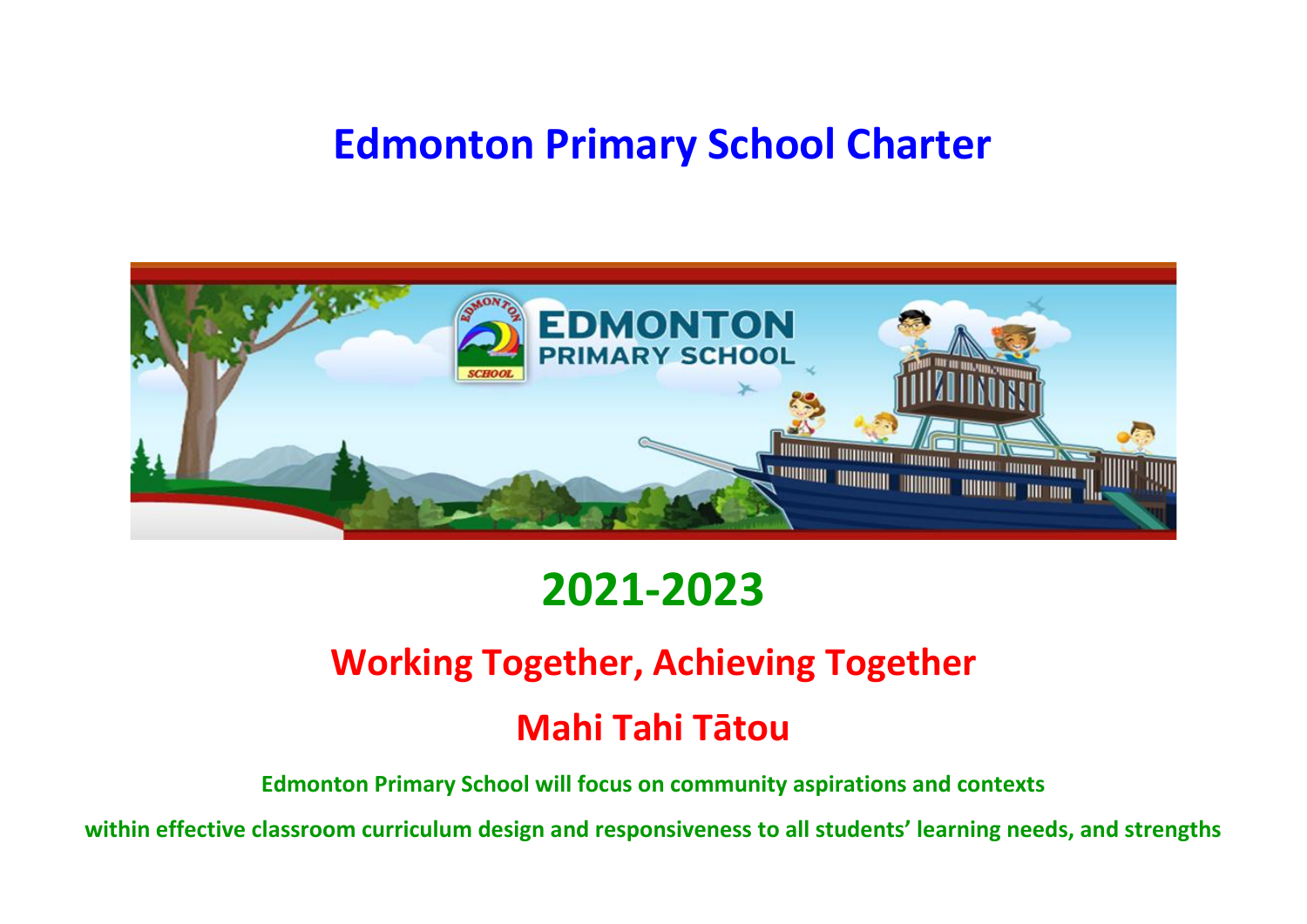# Edmonton Primary School Charter

# 2021-2023

## Working Together, Achieving Together

## Mahi Tahi Tātou

**Edmonton Primary School will focus on community aspirations and contexts within effective classroom curriculum design and responsiveness to all students' learning needs, and strengths**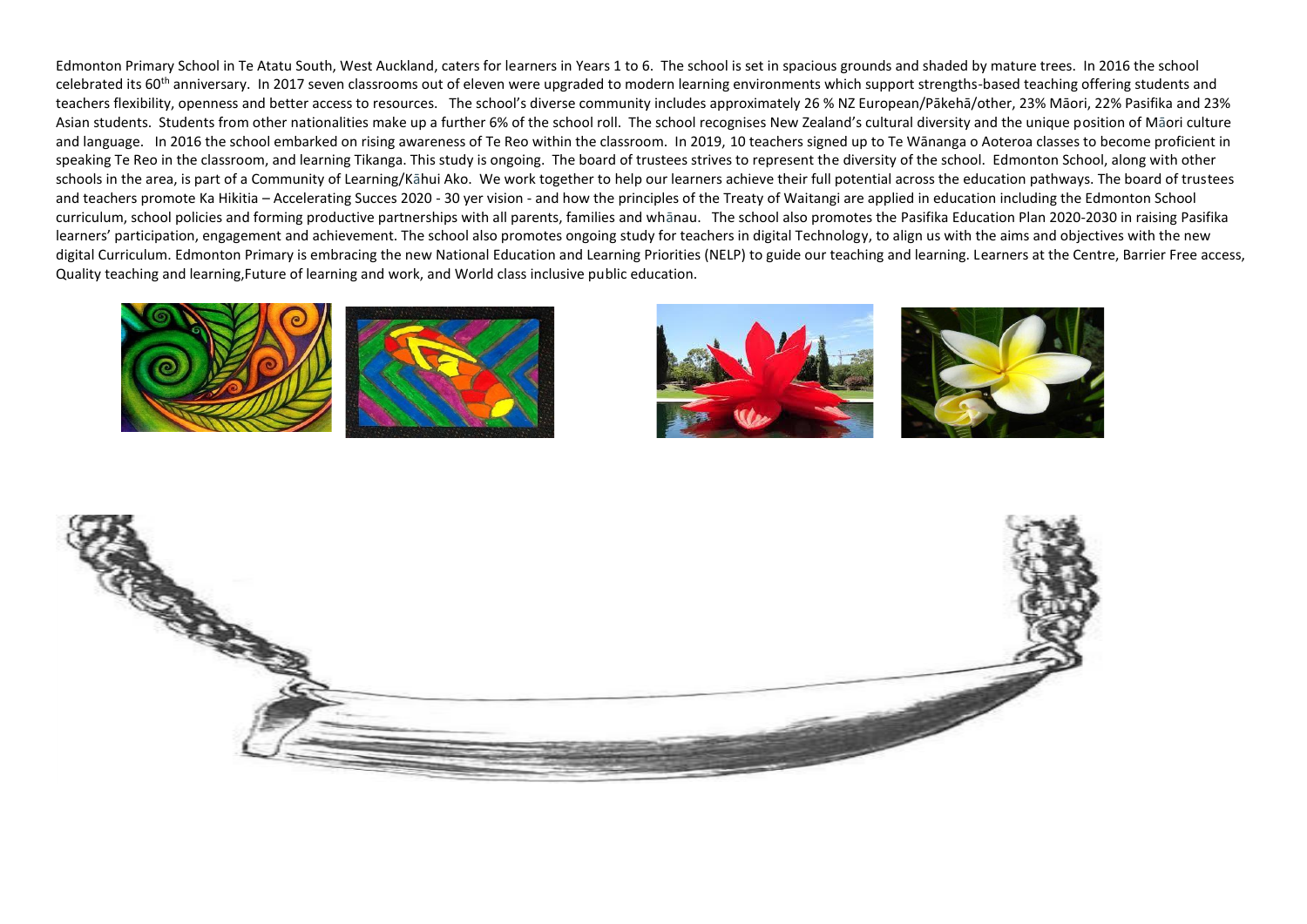Edmonton Primary School in Te Atatu South, West Auckland, caters for learners in Years 1 to 6. The school is set in spacious grounds and shaded by mature trees. In 2016 the school celebrated its 60th anniversary. In 2017 seven classrooms out of eleven were upgraded to modern learning environments which support strengths-based teaching offering students and teachers flexibility, openness and better access to resources. The school's diverse community includes approximately 26 % NZ European/Pākehā/other, 23% Māori, 22% Pasifika and 23% Asian students. Students from other nationalities make up a further 6% of the school roll. The school recognises New Zealand's cultural diversity and the unique position of Māori culture and language. In 2016 the school embarked on rising awareness of Te Reo within the classroom. In 2019, 10 teachers signed up to Te Wānanga o Aoteroa classes to become proficient in speaking Te Reo in the classroom, and learning Tikanga. This study is ongoing. The board of trustees strives to represent the diversity of the school. Edmonton School, along with other schools in the area, is part of a Community of Learning/Kāhui Ako. We work together to help our learners achieve their full potential across the education pathways. The board of trustees and teachers promote Ka Hikitia – Accelerating Succes 2020 - 30 yer vision - and how the principles of the Treaty of Waitangi are applied in education including the Edmonton School curriculum, school policies and forming productive partnerships with all parents, families and whānau. The school also promotes the Pasifika Education Plan 2020-2030 in raising Pasifika learners' participation, engagement and achievement. The school also promotes ongoing study for teachers in digital Technology, to align us with the aims and objectives with the new digital Curriculum. Edmonton Primary is embracing the new National Education and Learning Priorities (NELP) to guide our teaching and learning. Learners at the Centre, Barrier Free access, Quality teaching and learning,Future of learning and work, and World class inclusive public education.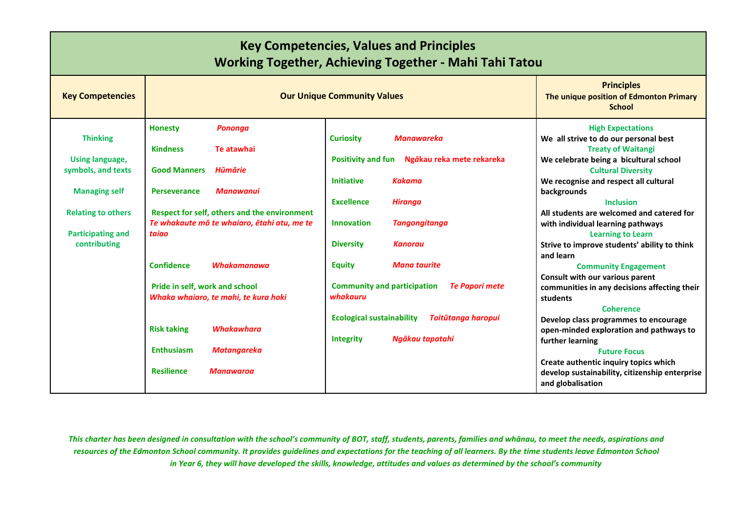# Key Competencies, Values and Principles

## Working Together, Achieving Together - Mahi Tahi Tatou

| Key Competencies | Our Unique Community Values | | Principles<br>The unique position of Edmonton Primary School |
|---|---|---|---|
| Thinking<br><br>Using language, symbols, and texts<br><br>Managing self<br><br>Relating to others<br><br>Participating and contributing | **Honesty** *Pononga*<br><br>**Kindness** *Te atawhai*<br><br>**Good Manners** *Hūmārie*<br><br>**Perseverance** *Manawanui*<br><br>**Respect for self, others and the environment** *Te whakaute mō te whaiaro, ētahi atu, me te taiao*<br><br>**Confidence** *Whakamanawa*<br><br>**Pride in self, work and school** *Whaka whaiaro, te mahi, te kura hoki*<br><br>**Risk taking** *Whakawhara*<br><br>**Enthusiasm** *Matangareka*<br><br>**Resilience** *Manawaroa* | **Curiosity** *Manawareka*<br><br>**Positivity and fun** *Ngākau reka mete rekareka*<br><br>**Initiative** *Kakama*<br><br>**Excellence** *Hiranga*<br><br>**Innovation** *Tangongitanga*<br><br>**Diversity** *Kanorau*<br><br>**Equity** *Mana taurite*<br><br>**Community and participation** *Te Papori mete whakauru*<br><br>**Ecological sustainability** *Toitūtanga haropui*<br><br>**Integrity** *Ngākau tapatahi* | **High Expectations**<br>We all strive to do our personal best<br>**Treaty of Waitangi**<br>We celebrate being a bicultural school<br>**Cultural Diversity**<br>We recognise and respect all cultural backgrounds<br>**Inclusion**<br>All students are welcomed and catered for with individual learning pathways<br>**Learning to Learn**<br>Strive to improve students' ability to think and learn<br>**Community Engagement**<br>Consult with our various parent communities in any decisions affecting their students<br>**Coherence**<br>Develop class programmes to encourage open-minded exploration and pathways to further learning<br>**Future Focus**<br>Create authentic inquiry topics which develop sustainability, citizenship enterprise and globalisation |

*This charter has been designed in consultation with the school's community of BOT, staff, students, parents, families and whānau, to meet the needs, aspirations and resources of the Edmonton School community. It provides guidelines and expectations for the teaching of all learners. By the time students leave Edmonton School in Year 6, they will have developed the skills, knowledge, attitudes and values as determined by the school's community*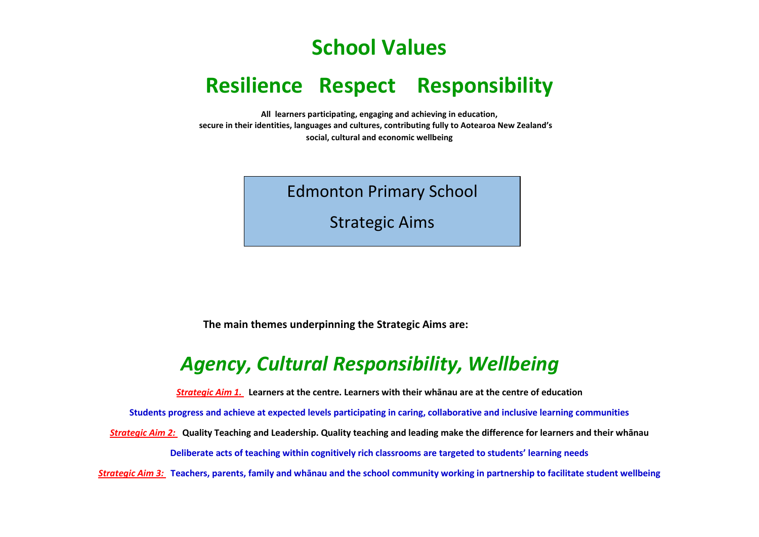# School Values

## Resilience   Respect   Responsibility

**All learners participating, engaging and achieving in education,**
**secure in their identities, languages and cultures, contributing fully to Aotearoa New Zealand's**
**social, cultural and economic wellbeing**

Edmonton Primary School

Strategic Aims

**The main themes underpinning the Strategic Aims are:**

## *Agency, Cultural Responsibility, Wellbeing*

***Strategic Aim 1.*** **Learners at the centre. Learners with their whānau are at the centre of education**

**Students progress and achieve at expected levels participating in caring, collaborative and inclusive learning communities**

***Strategic Aim 2:*** **Quality Teaching and Leadership. Quality teaching and leading make the difference for learners and their whānau**

**Deliberate acts of teaching within cognitively rich classrooms are targeted to students' learning needs**

***Strategic Aim 3:*** **Teachers, parents, family and whānau and the school community working in partnership to facilitate student wellbeing**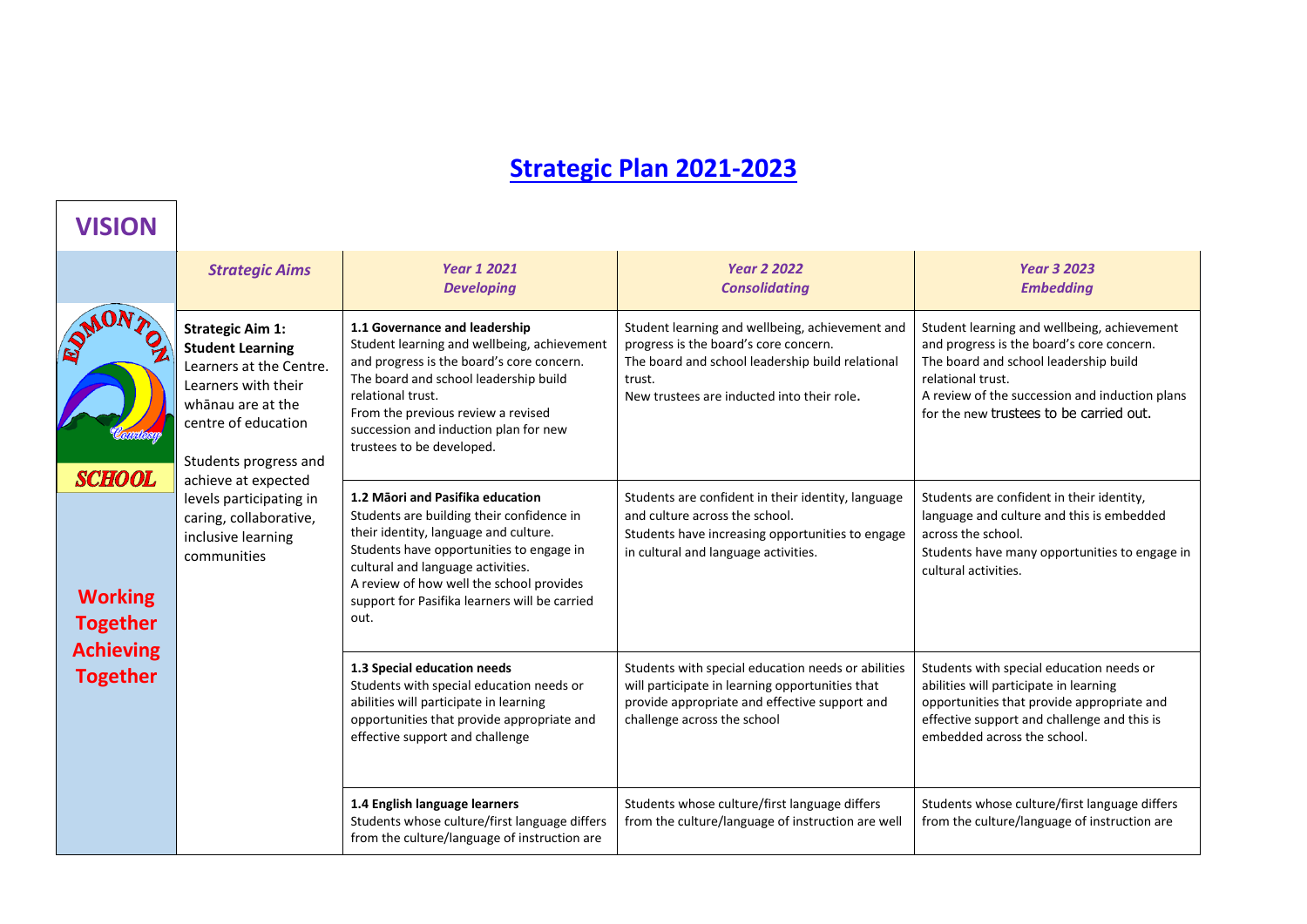# Strategic Plan 2021-2023

## VISION

**Working Together Achieving Together**

| *Strategic Aims* | *Year 1 2021 Developing* | *Year 2 2022 Consolidating* | *Year 3 2023 Embedding* |
|---|---|---|---|
| **Strategic Aim 1: Student Learning** Learners at the Centre. Learners with their whānau are at the centre of education<br><br>Students progress and achieve at expected levels participating in caring, collaborative, inclusive learning communities | **1.1 Governance and leadership**<br>Student learning and wellbeing, achievement and progress is the board's core concern.<br>The board and school leadership build relational trust.<br>From the previous review a revised succession and induction plan for new trustees to be developed. | Student learning and wellbeing, achievement and progress is the board's core concern.<br>The board and school leadership build relational trust.<br>New trustees are inducted into their role. | Student learning and wellbeing, achievement and progress is the board's core concern.<br>The board and school leadership build relational trust.<br>A review of the succession and induction plans for the new trustees to be carried out. |
| | **1.2 Māori and Pasifika education**<br>Students are building their confidence in their identity, language and culture.<br>Students have opportunities to engage in cultural and language activities.<br>A review of how well the school provides support for Pasifika learners will be carried out. | Students are confident in their identity, language and culture across the school.<br>Students have increasing opportunities to engage in cultural and language activities. | Students are confident in their identity, language and culture and this is embedded across the school.<br>Students have many opportunities to engage in cultural activities. |
| | **1.3 Special education needs**<br>Students with special education needs or abilities will participate in learning opportunities that provide appropriate and effective support and challenge | Students with special education needs or abilities will participate in learning opportunities that provide appropriate and effective support and challenge across the school | Students with special education needs or abilities will participate in learning opportunities that provide appropriate and effective support and challenge and this is embedded across the school. |
| | **1.4 English language learners**<br>Students whose culture/first language differs from the culture/language of instruction are | Students whose culture/first language differs from the culture/language of instruction are well | Students whose culture/first language differs from the culture/language of instruction are |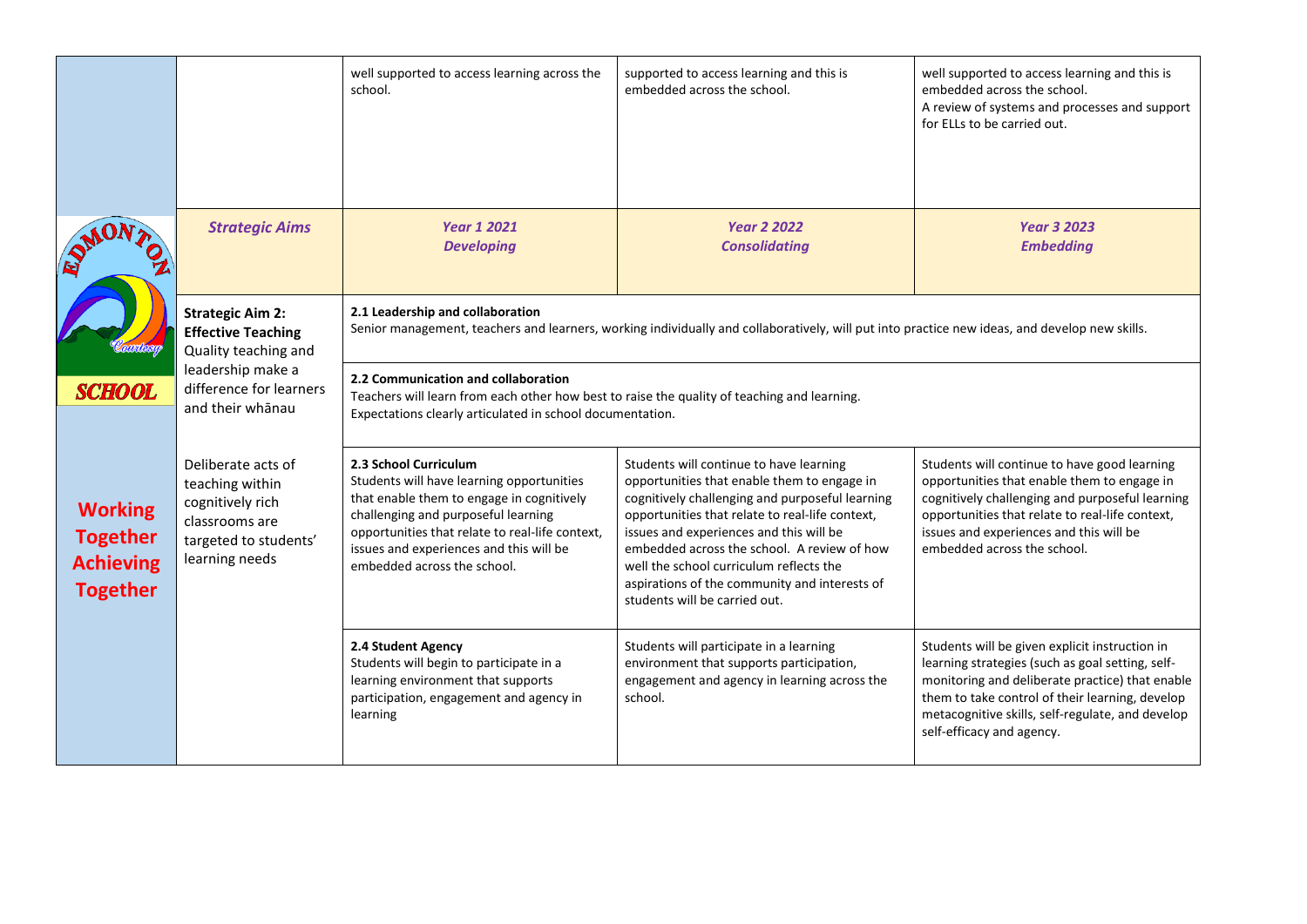| | | | | |
|---|---|---|---|---|
| | | well supported to access learning across the school. | supported to access learning and this is embedded across the school. | well supported to access learning and this is embedded across the school. A review of systems and processes and support for ELLs to be carried out. |
| **SCHOOL** | ***Strategic Aims*** | ***Year 1 2021 Developing*** | ***Year 2 2022 Consolidating*** | ***Year 3 2023 Embedding*** |
| | **Strategic Aim 2: Effective Teaching** Quality teaching and leadership make a difference for learners and their whānau | **2.1 Leadership and collaboration** Senior management, teachers and learners, working individually and collaboratively, will put into practice new ideas, and develop new skills. | | |
| | | **2.2 Communication and collaboration** Teachers will learn from each other how best to raise the quality of teaching and learning. Expectations clearly articulated in school documentation. | | |
| **Working Together Achieving Together** | Deliberate acts of teaching within cognitively rich classrooms are targeted to students' learning needs | **2.3 School Curriculum** Students will have learning opportunities that enable them to engage in cognitively challenging and purposeful learning opportunities that relate to real-life context, issues and experiences and this will be embedded across the school. | Students will continue to have learning opportunities that enable them to engage in cognitively challenging and purposeful learning opportunities that relate to real-life context, issues and experiences and this will be embedded across the school. A review of how well the school curriculum reflects the aspirations of the community and interests of students will be carried out. | Students will continue to have good learning opportunities that enable them to engage in cognitively challenging and purposeful learning opportunities that relate to real-life context, issues and experiences and this will be embedded across the school. |
| | | **2.4 Student Agency** Students will begin to participate in a learning environment that supports participation, engagement and agency in learning | Students will participate in a learning environment that supports participation, engagement and agency in learning across the school. | Students will be given explicit instruction in learning strategies (such as goal setting, self-monitoring and deliberate practice) that enable them to take control of their learning, develop metacognitive skills, self-regulate, and develop self-efficacy and agency. |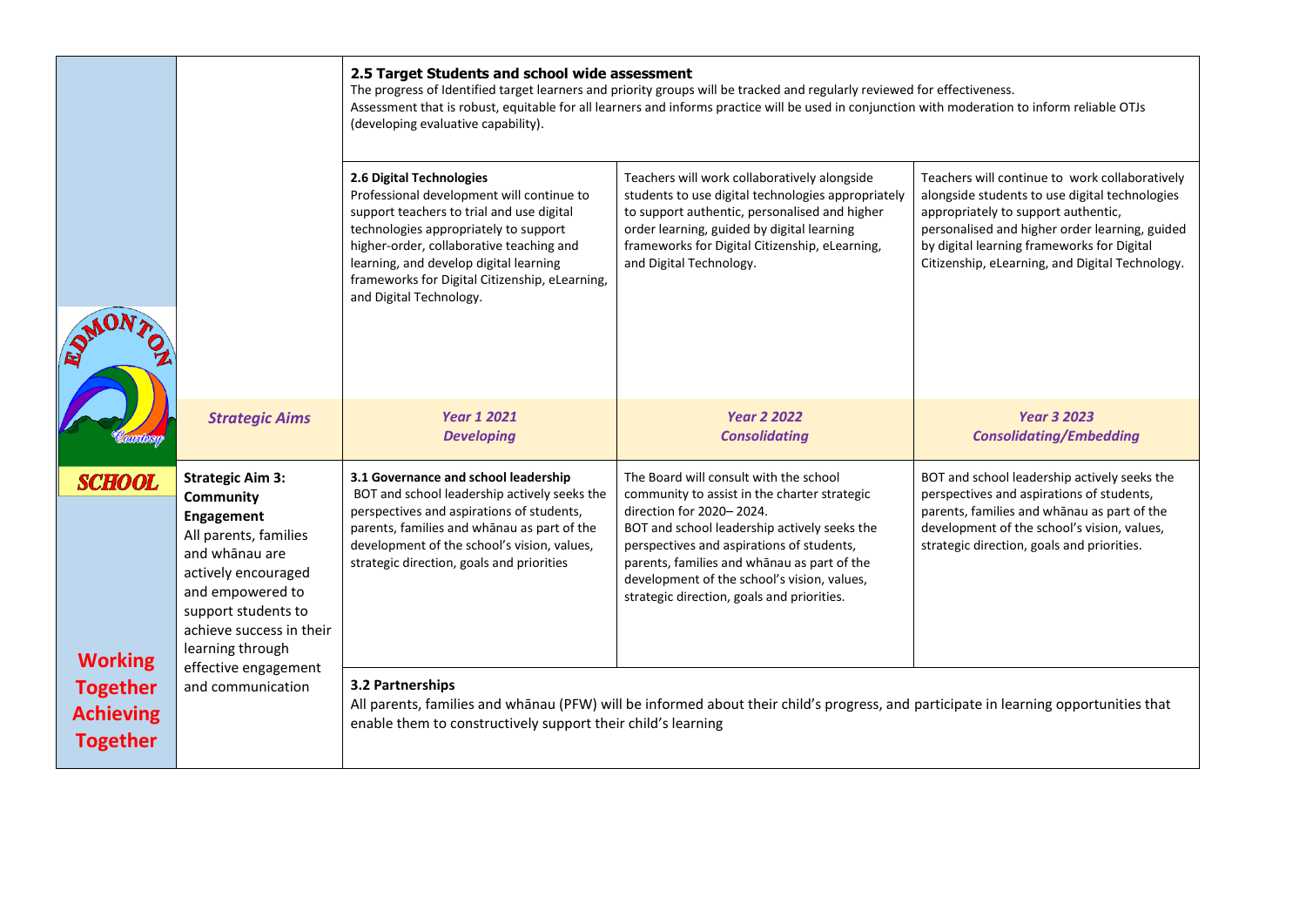| | | | | |
|---|---|---|---|---|
| | | **2.5 Target Students and school wide assessment**<br>The progress of Identified target learners and priority groups will be tracked and regularly reviewed for effectiveness.<br>Assessment that is robust, equitable for all learners and informs practice will be used in conjunction with moderation to inform reliable OTJs (developing evaluative capability). | | |
| | | **2.6 Digital Technologies**<br>Professional development will continue to support teachers to trial and use digital technologies appropriately to support higher-order, collaborative teaching and learning, and develop digital learning frameworks for Digital Citizenship, eLearning, and Digital Technology. | Teachers will work collaboratively alongside students to use digital technologies appropriately to support authentic, personalised and higher order learning, guided by digital learning frameworks for Digital Citizenship, eLearning, and Digital Technology. | Teachers will continue to work collaboratively alongside students to use digital technologies appropriately to support authentic, personalised and higher order learning, guided by digital learning frameworks for Digital Citizenship, eLearning, and Digital Technology. |
| EDMONTON SCHOOL | ***Strategic Aims*** | ***Year 1 2021***<br>***Developing*** | ***Year 2 2022***<br>***Consolidating*** | ***Year 3 2023***<br>***Consolidating/Embedding*** |
| **Working Together Achieving Together** | **Strategic Aim 3: Community Engagement**<br>All parents, families and whānau are actively encouraged and empowered to support students to achieve success in their learning through effective engagement and communication | **3.1 Governance and school leadership**<br>BOT and school leadership actively seeks the perspectives and aspirations of students, parents, families and whānau as part of the development of the school's vision, values, strategic direction, goals and priorities | The Board will consult with the school community to assist in the charter strategic direction for 2020– 2024.<br>BOT and school leadership actively seeks the perspectives and aspirations of students, parents, families and whānau as part of the development of the school's vision, values, strategic direction, goals and priorities. | BOT and school leadership actively seeks the perspectives and aspirations of students, parents, families and whānau as part of the development of the school's vision, values, strategic direction, goals and priorities. |
| | | **3.2 Partnerships**<br>All parents, families and whānau (PFW) will be informed about their child's progress, and participate in learning opportunities that enable them to constructively support their child's learning | | |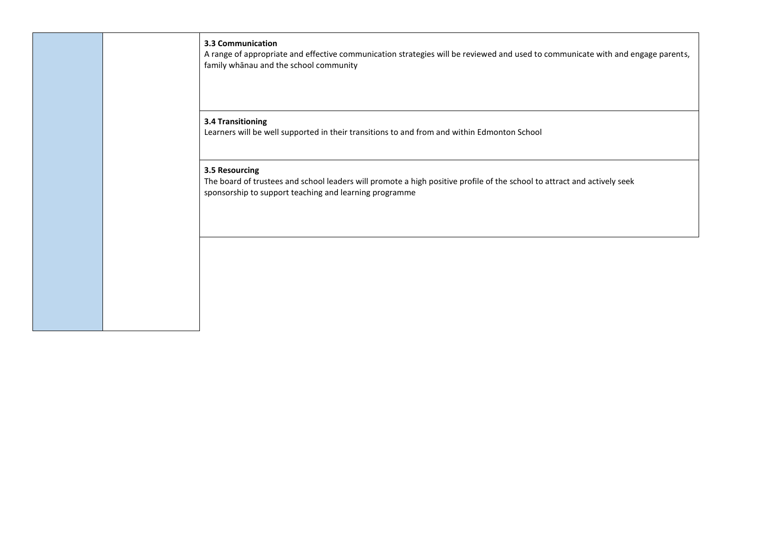| | | |
|---|---|---|
| | | **3.3 Communication**<br>A range of appropriate and effective communication strategies will be reviewed and used to communicate with and engage parents, family whānau and the school community |
| | | **3.4 Transitioning**<br>Learners will be well supported in their transitions to and from and within Edmonton School |
| | | **3.5 Resourcing**<br>The board of trustees and school leaders will promote a high positive profile of the school to attract and actively seek sponsorship to support teaching and learning programme |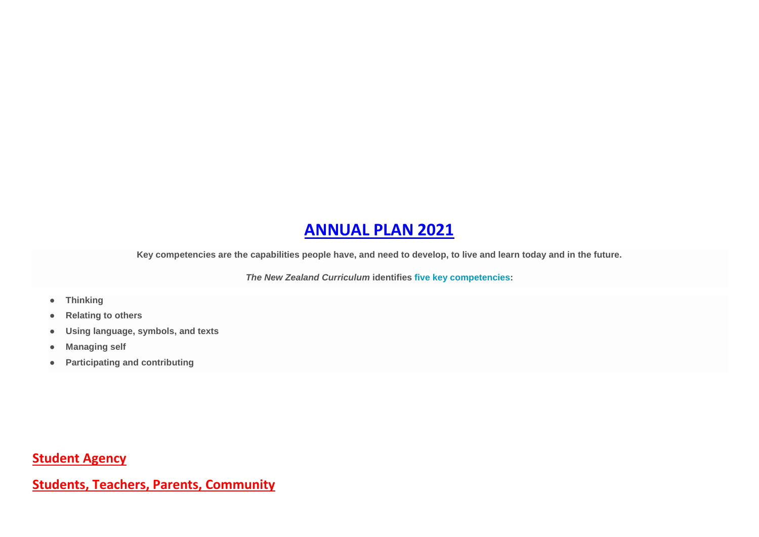# ANNUAL PLAN 2021

**Key competencies are the capabilities people have, and need to develop, to live and learn today and in the future.**

***The New Zealand Curriculum*** **identifies five key competencies:**

- **Thinking**
- **Relating to others**
- **Using language, symbols, and texts**
- **Managing self**
- **Participating and contributing**

## Student Agency

## Students, Teachers, Parents, Community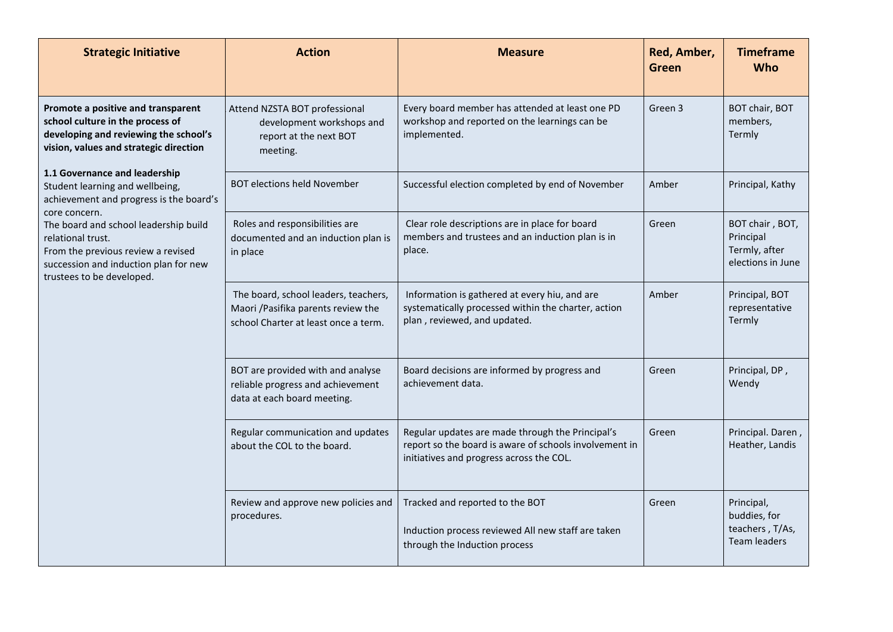| Strategic Initiative | Action | Measure | Red, Amber, Green | Timeframe Who |
|---|---|---|---|---|
| **Promote a positive and transparent school culture in the process of developing and reviewing the school's vision, values and strategic direction**<br><br>**1.1 Governance and leadership**<br>Student learning and wellbeing, achievement and progress is the board's core concern.<br>The board and school leadership build relational trust.<br>From the previous review a revised succession and induction plan for new trustees to be developed. | Attend NZSTA BOT professional development workshops and report at the next BOT meeting. | Every board member has attended at least one PD workshop and reported on the learnings can be implemented. | Green 3 | BOT chair, BOT members, Termly |
| | BOT elections held November | Successful election completed by end of November | Amber | Principal, Kathy |
| | Roles and responsibilities are documented and an induction plan is in place | Clear role descriptions are in place for board members and trustees and an induction plan is in place. | Green | BOT chair , BOT, Principal Termly, after elections in June |
| | The board, school leaders, teachers, Maori /Pasifika parents review the school Charter at least once a term. | Information is gathered at every hiu, and are systematically processed within the charter, action plan , reviewed, and updated. | Amber | Principal, BOT representative Termly |
| | BOT are provided with and analyse reliable progress and achievement data at each board meeting. | Board decisions are informed by progress and achievement data. | Green | Principal, DP , Wendy |
| | Regular communication and updates about the COL to the board. | Regular updates are made through the Principal's report so the board is aware of schools involvement in initiatives and progress across the COL. | Green | Principal. Daren , Heather, Landis |
| | Review and approve new policies and procedures. | Tracked and reported to the BOT<br><br>Induction process reviewed All new staff are taken through the Induction process | Green | Principal, buddies, for teachers , T/As, Team leaders |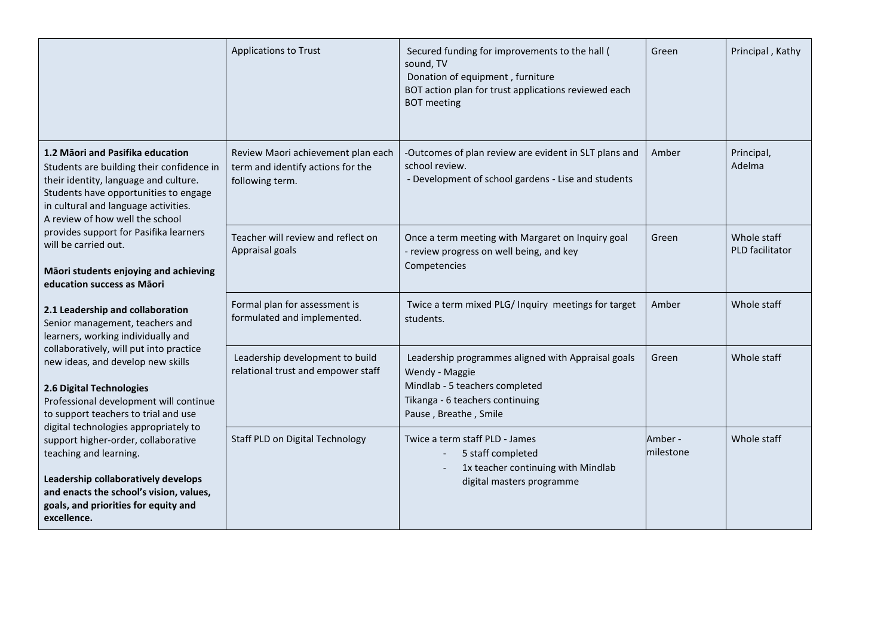| | | | | |
|---|---|---|---|---|
| | Applications to Trust | Secured funding for improvements to the hall ( sound, TV<br>Donation of equipment , furniture<br>BOT action plan for trust applications reviewed each BOT meeting | Green | Principal , Kathy |
| **1.2 Māori and Pasifika education**<br>Students are building their confidence in their identity, language and culture. Students have opportunities to engage in cultural and language activities.<br>A review of how well the school provides support for Pasifika learners will be carried out.<br><br>**Māori students enjoying and achieving education success as Māori**<br><br>**2.1 Leadership and collaboration**<br>Senior management, teachers and learners, working individually and collaboratively, will put into practice new ideas, and develop new skills<br><br>**2.6 Digital Technologies**<br>Professional development will continue to support teachers to trial and use digital technologies appropriately to support higher-order, collaborative teaching and learning.<br><br>**Leadership collaboratively develops and enacts the school's vision, values, goals, and priorities for equity and excellence.** | Review Maori achievement plan each term and identify actions for the following term. | -Outcomes of plan review are evident in SLT plans and school review.<br>- Development of school gardens - Lise and students | Amber | Principal, Adelma |
| | Teacher will review and reflect on Appraisal goals | Once a term meeting with Margaret on Inquiry goal<br>- review progress on well being, and key Competencies | Green | Whole staff PLD facilitator |
| | Formal plan for assessment is formulated and implemented. | Twice a term mixed PLG/ Inquiry meetings for target students. | Amber | Whole staff |
| | Leadership development to build relational trust and empower staff | Leadership programmes aligned with Appraisal goals<br>Wendy - Maggie<br>Mindlab - 5 teachers completed<br>Tikanga - 6 teachers continuing<br>Pause , Breathe , Smile | Green | Whole staff |
| | Staff PLD on Digital Technology | Twice a term staff PLD - James<br>- 5 staff completed<br>- 1x teacher continuing with Mindlab digital masters programme | Amber - milestone | Whole staff |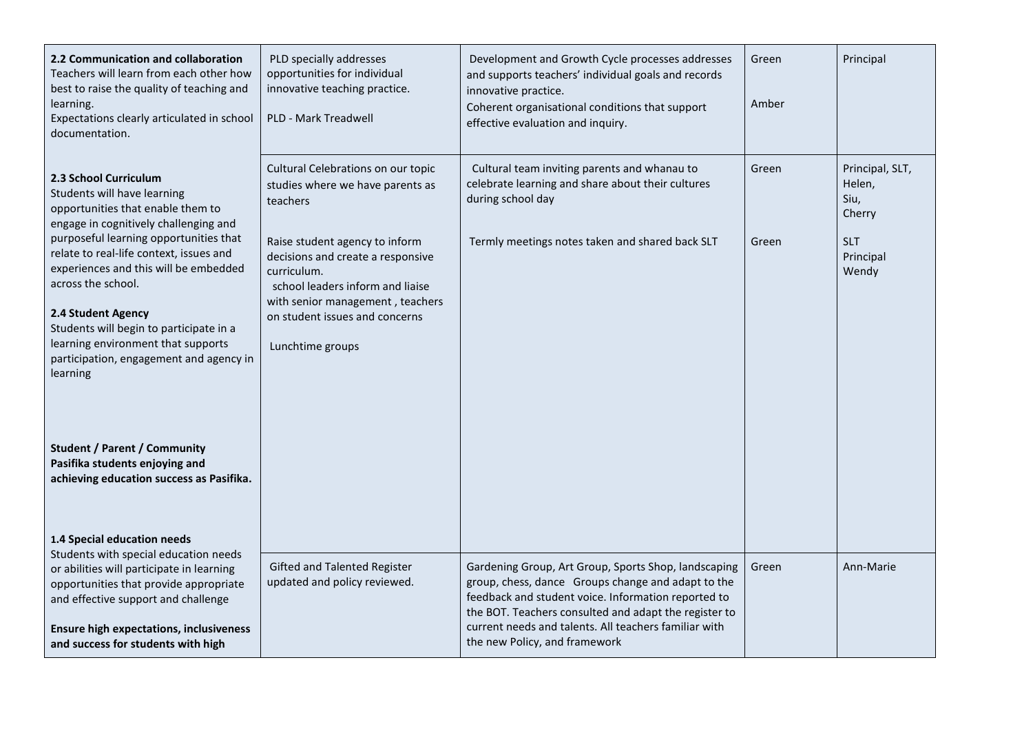| | | | | |
|---|---|---|---|---|
| **2.2 Communication and collaboration** Teachers will learn from each other how best to raise the quality of teaching and learning. Expectations clearly articulated in school documentation. | PLD specially addresses opportunities for individual innovative teaching practice.<br><br>PLD - Mark Treadwell | Development and Growth Cycle processes addresses and supports teachers' individual goals and records innovative practice.<br>Coherent organisational conditions that support effective evaluation and inquiry. | Green<br><br>Amber | Principal |
| **2.3 School Curriculum** Students will have learning opportunities that enable them to engage in cognitively challenging and purposeful learning opportunities that relate to real-life context, issues and experiences and this will be embedded across the school.<br><br>**2.4 Student Agency** Students will begin to participate in a learning environment that supports participation, engagement and agency in learning<br><br>**Student / Parent / Community Pasifika students enjoying and achieving education success as Pasifika.**<br><br>**1.4 Special education needs** Students with special education needs or abilities will participate in learning opportunities that provide appropriate and effective support and challenge<br><br>**Ensure high expectations, inclusiveness and success for students with high** | Cultural Celebrations on our topic studies where we have parents as teachers<br><br>Raise student agency to inform decisions and create a responsive curriculum.<br>school leaders inform and liaise with senior management , teachers on student issues and concerns<br><br>Lunchtime groups | Cultural team inviting parents and whanau to celebrate learning and share about their cultures during school day<br><br>Termly meetings notes taken and shared back SLT | Green<br><br>Green | Principal, SLT, Helen, Siu, Cherry<br><br>SLT Principal Wendy |
| | Gifted and Talented Register updated and policy reviewed. | Gardening Group, Art Group, Sports Shop, landscaping group, chess, dance Groups change and adapt to the feedback and student voice. Information reported to the BOT. Teachers consulted and adapt the register to current needs and talents. All teachers familiar with the new Policy, and framework | Green | Ann-Marie |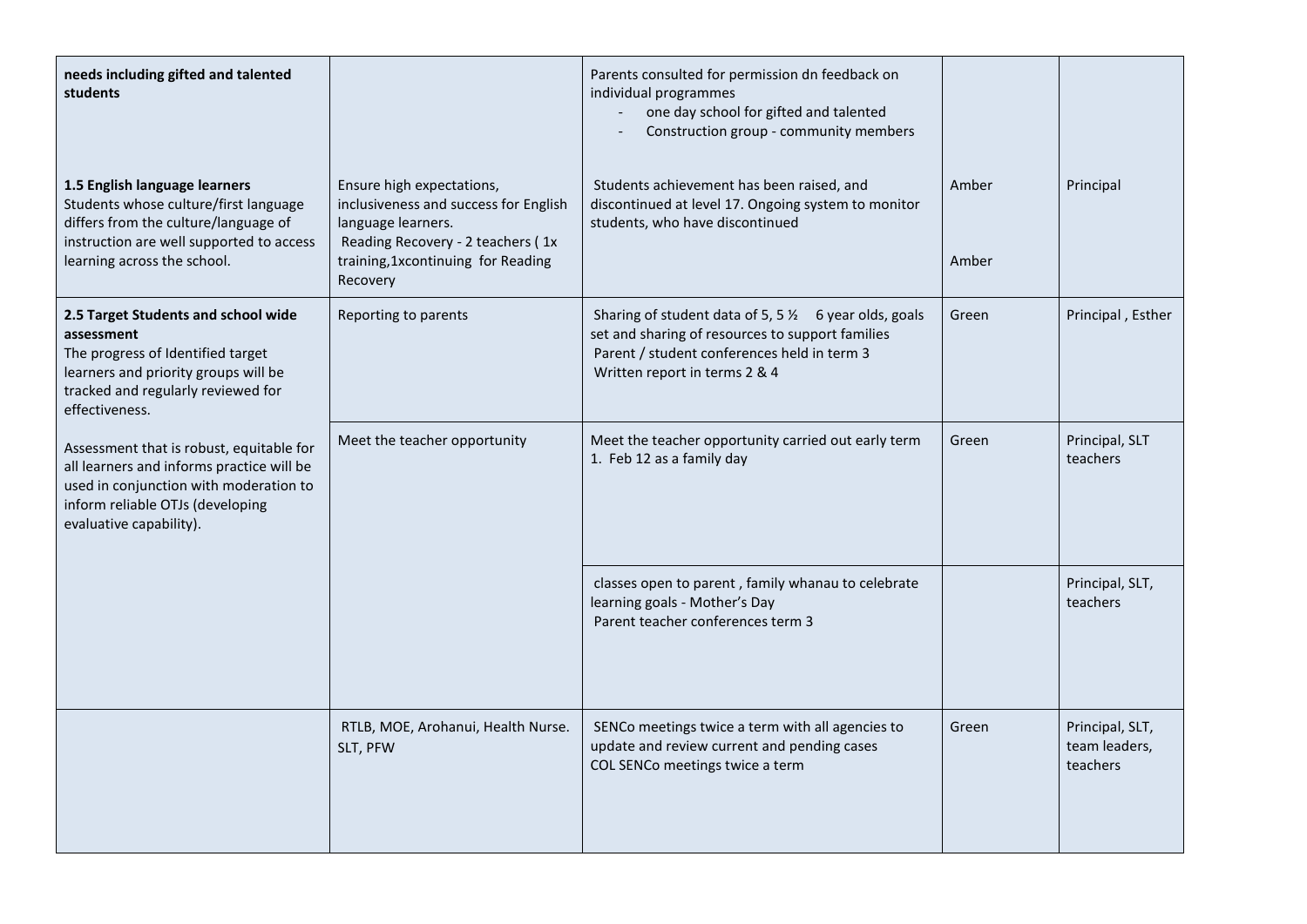| | | | | |
|---|---|---|---|---|
| **needs including gifted and talented students** | | Parents consulted for permission dn feedback on individual programmes<br>- one day school for gifted and talented<br>- Construction group - community members | | |
| **1.5 English language learners**<br>Students whose culture/first language differs from the culture/language of instruction are well supported to access learning across the school. | Ensure high expectations, inclusiveness and success for English language learners.<br>Reading Recovery - 2 teachers ( 1x training,1xcontinuing for Reading Recovery | Students achievement has been raised, and discontinued at level 17. Ongoing system to monitor students, who have discontinued | Amber<br><br>Amber | Principal |
| **2.5 Target Students and school wide assessment**<br>The progress of Identified target learners and priority groups will be tracked and regularly reviewed for effectiveness.<br><br>Assessment that is robust, equitable for all learners and informs practice will be used in conjunction with moderation to inform reliable OTJs (developing evaluative capability). | Reporting to parents | Sharing of student data of 5, 5 ½ 6 year olds, goals set and sharing of resources to support families<br>Parent / student conferences held in term 3<br>Written report in terms 2 & 4 | Green | Principal , Esther |
| | Meet the teacher opportunity | Meet the teacher opportunity carried out early term 1. Feb 12 as a family day | Green | Principal, SLT teachers |
| | | classes open to parent , family whanau to celebrate learning goals - Mother's Day<br>Parent teacher conferences term 3 | | Principal, SLT, teachers |
| | RTLB, MOE, Arohanui, Health Nurse. SLT, PFW | SENCo meetings twice a term with all agencies to update and review current and pending cases<br>COL SENCo meetings twice a term | Green | Principal, SLT, team leaders, teachers |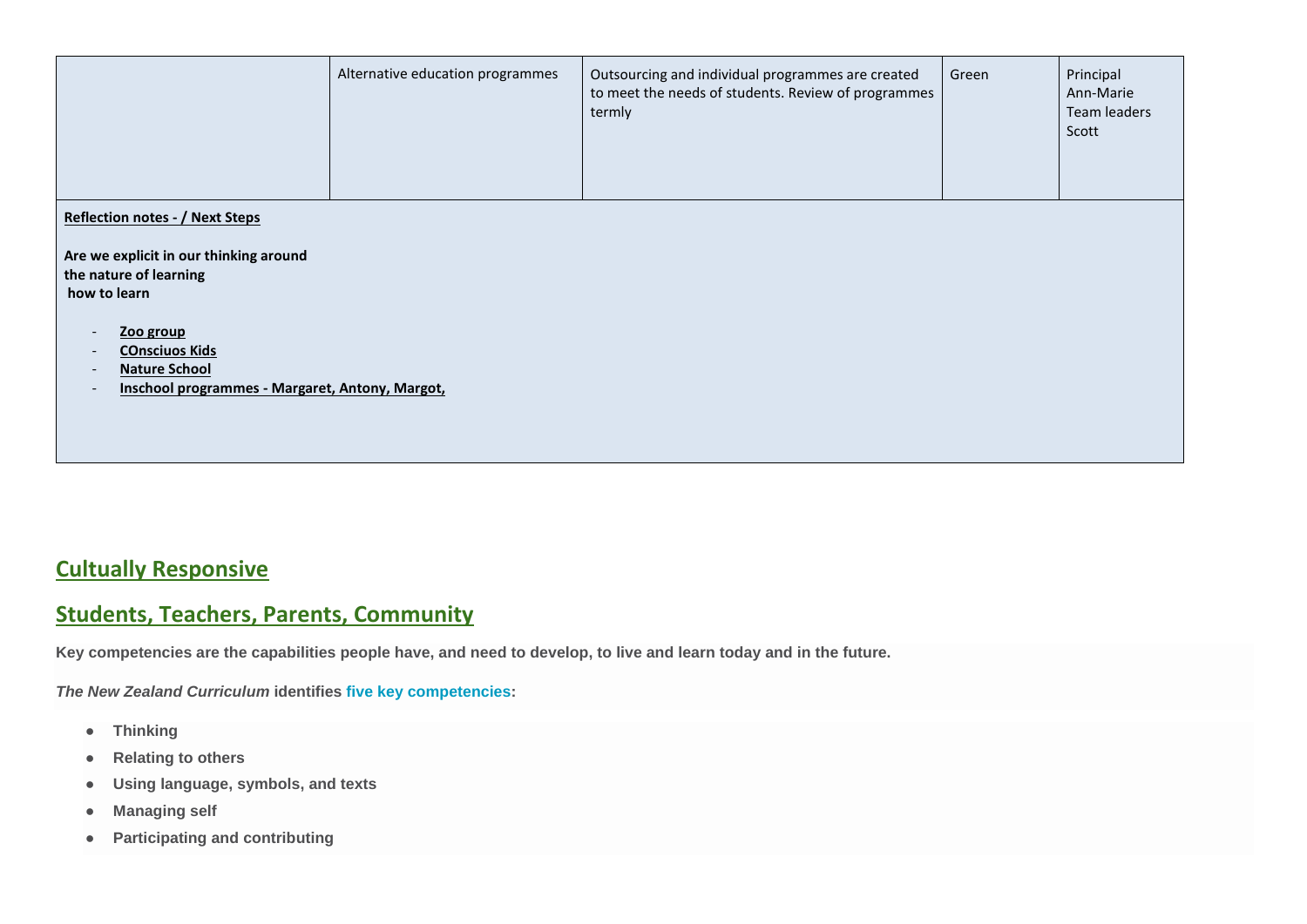|  | Alternative education programmes | Outsourcing and individual programmes are created to meet the needs of students. Review of programmes termly | Green | Principal<br>Ann-Marie<br>Team leaders<br>Scott |
|---|---|---|---|---|

**Reflection notes - / Next Steps**

**Are we explicit in our thinking around the nature of learning how to learn**

- **Zoo group**
- **COnsciuos Kids**
- **Nature School**
- **Inschool programmes - Margaret, Antony, Margot,**

## Cultually Responsive

## Students, Teachers, Parents, Community

**Key competencies are the capabilities people have, and need to develop, to live and learn today and in the future.**

***The New Zealand Curriculum*** **identifies five key competencies:**

- **Thinking**
- **Relating to others**
- **Using language, symbols, and texts**
- **Managing self**
- **Participating and contributing**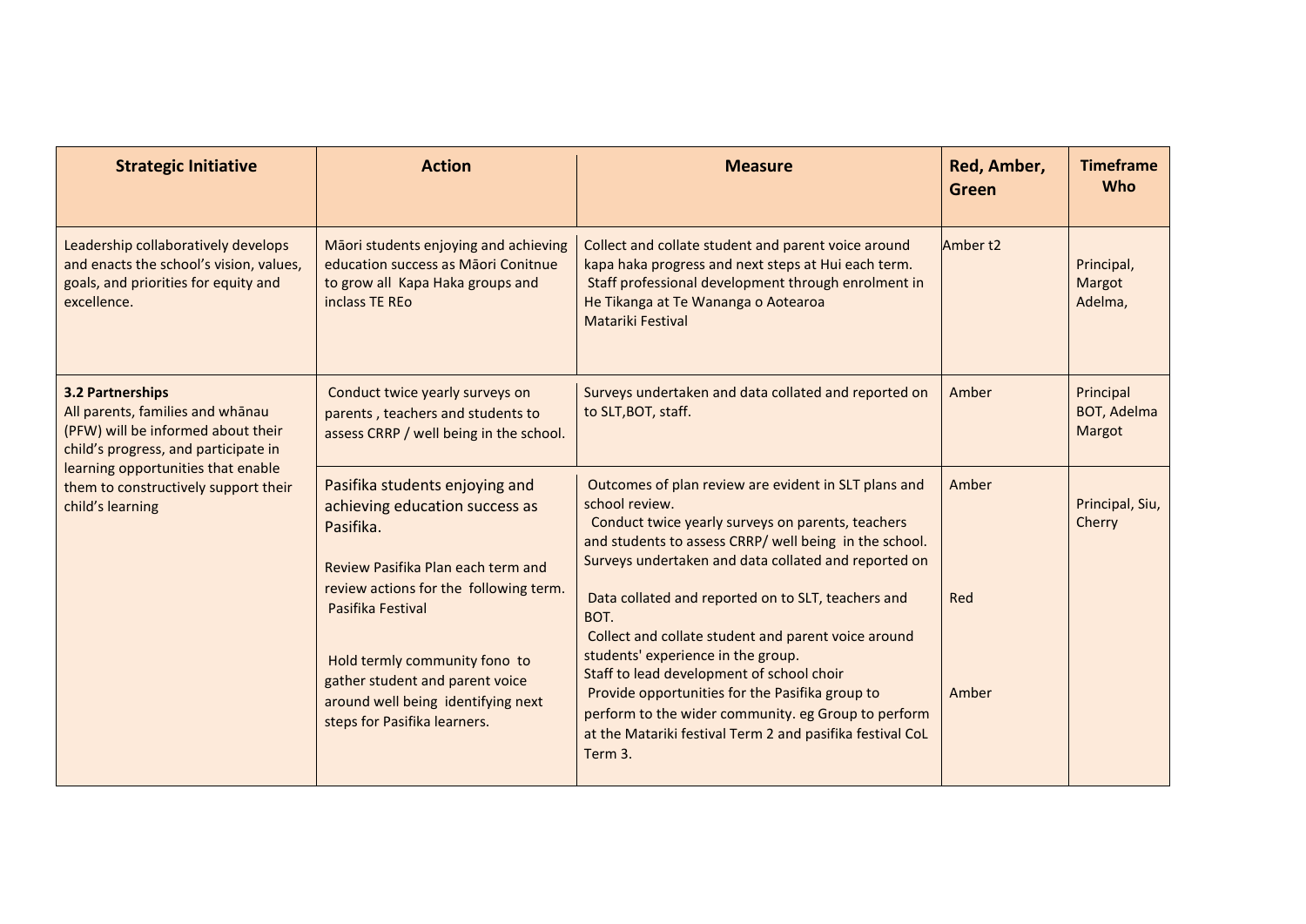| Strategic Initiative | Action | Measure | Red, Amber, Green | Timeframe Who |
|---|---|---|---|---|
| Leadership collaboratively develops and enacts the school's vision, values, goals, and priorities for equity and excellence. | Māori students enjoying and achieving education success as Māori Conitnue to grow all Kapa Haka groups and inclass TE REo | Collect and collate student and parent voice around kapa haka progress and next steps at Hui each term.<br>Staff professional development through enrolment in He Tikanga at Te Wananga o Aotearoa<br>Matariki Festival | Amber t2 | Principal, Margot Adelma, |
| **3.2 Partnerships**<br>All parents, families and whānau (PFW) will be informed about their child's progress, and participate in learning opportunities that enable them to constructively support their child's learning | Conduct twice yearly surveys on parents , teachers and students to assess CRRP / well being in the school. | Surveys undertaken and data collated and reported on to SLT,BOT, staff. | Amber | Principal BOT, Adelma Margot |
| | Pasifika students enjoying and achieving education success as Pasifika.<br><br>Review Pasifika Plan each term and review actions for the following term.<br>Pasifika Festival<br><br>Hold termly community fono to gather student and parent voice around well being identifying next steps for Pasifika learners. | Outcomes of plan review are evident in SLT plans and school review.<br>Conduct twice yearly surveys on parents, teachers and students to assess CRRP/ well being in the school. Surveys undertaken and data collated and reported on<br><br>Data collated and reported on to SLT, teachers and BOT.<br>Collect and collate student and parent voice around students' experience in the group.<br>Staff to lead development of school choir<br>Provide opportunities for the Pasifika group to perform to the wider community. eg Group to perform at the Matariki festival Term 2 and pasifika festival CoL Term 3. | Amber<br><br>Red<br><br>Amber | Principal, Siu, Cherry |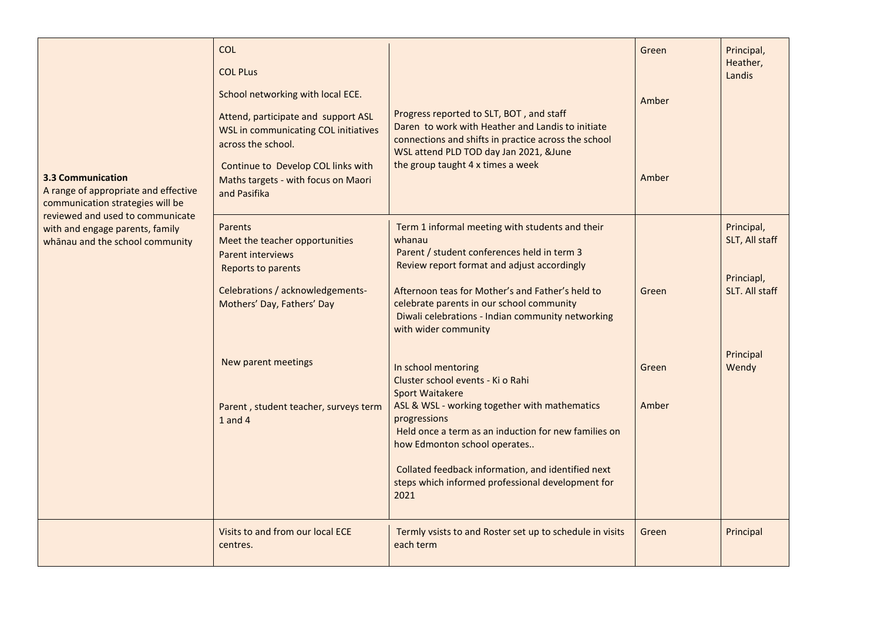| | | | | |
|---|---|---|---|---|
| **3.3 Communication**<br>A range of appropriate and effective communication strategies will be reviewed and used to communicate with and engage parents, family whānau and the school community | COL<br>COL PLus<br>School networking with local ECE.<br>Attend, participate and support ASL WSL in communicating COL initiatives across the school.<br>Continue to Develop COL links with Maths targets - with focus on Maori and Pasifika | Progress reported to SLT, BOT , and staff<br>Daren to work with Heather and Landis to initiate connections and shifts in practice across the school<br>WSL attend PLD TOD day Jan 2021, &June<br>the group taught 4 x times a week | Green<br><br>Amber<br><br>Amber | Principal, Heather, Landis |
| | Parents<br>Meet the teacher opportunities<br>Parent interviews<br>Reports to parents<br>Celebrations / acknowledgements- Mothers' Day, Fathers' Day<br><br>New parent meetings<br><br>Parent , student teacher, surveys term 1 and 4 | Term 1 informal meeting with students and their whanau<br>Parent / student conferences held in term 3<br>Review report format and adjust accordingly<br>Afternoon teas for Mother's and Father's held to celebrate parents in our school community<br>Diwali celebrations - Indian community networking with wider community<br><br>In school mentoring<br>Cluster school events - Ki o Rahi<br>Sport Waitakere<br>ASL & WSL - working together with mathematics progressions<br>Held once a term as an induction for new families on how Edmonton school operates..<br><br>Collated feedback information, and identified next steps which informed professional development for 2021 | Green<br><br>Green<br><br>Amber | Principal, SLT, All staff<br><br>Princiapl, SLT. All staff<br><br>Principal Wendy |
| | Visits to and from our local ECE centres. | Termly vsists to and Roster set up to schedule in visits each term | Green | Principal |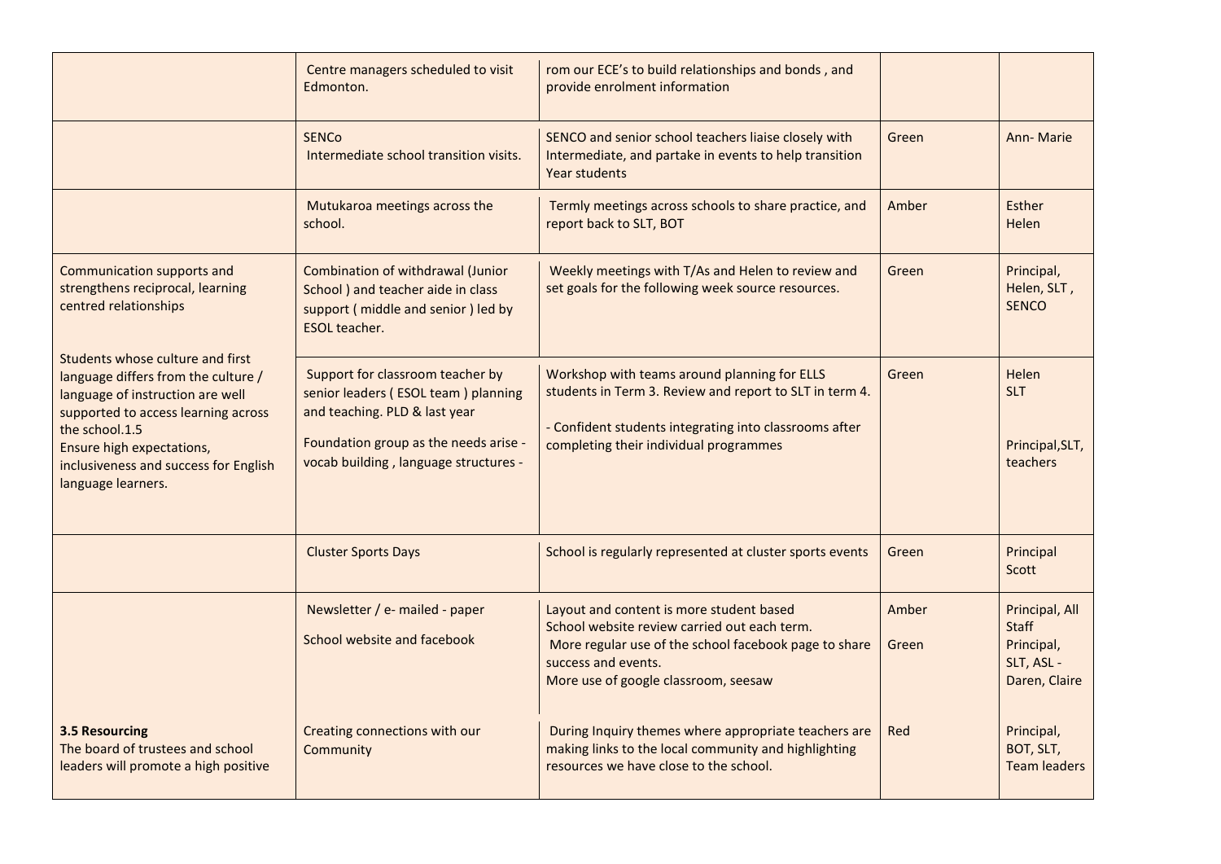| | | | | |
|---|---|---|---|---|
| | Centre managers scheduled to visit Edmonton. | rom our ECE's to build relationships and bonds , and provide enrolment information | | |
| | SENCo<br>Intermediate school transition visits. | SENCO and senior school teachers liaise closely with Intermediate, and partake in events to help transition Year students | Green | Ann- Marie |
| | Mutukaroa meetings across the school. | Termly meetings across schools to share practice, and report back to SLT, BOT | Amber | Esther<br>Helen |
| Communication supports and strengthens reciprocal, learning centred relationships<br><br>Students whose culture and first language differs from the culture / language of instruction are well supported to access learning across the school.1.5<br>Ensure high expectations, inclusiveness and success for English language learners. | Combination of withdrawal (Junior School ) and teacher aide in class support ( middle and senior ) led by ESOL teacher. | Weekly meetings with T/As and Helen to review and set goals for the following week source resources. | Green | Principal, Helen, SLT , SENCO |
| | Support for classroom teacher by senior leaders ( ESOL team ) planning and teaching. PLD & last year<br><br>Foundation group as the needs arise - vocab building , language structures - | Workshop with teams around planning for ELLS students in Term 3. Review and report to SLT in term 4.<br><br>- Confident students integrating into classrooms after completing their individual programmes | Green | Helen<br>SLT<br><br>Principal,SLT, teachers |
| | Cluster Sports Days | School is regularly represented at cluster sports events | Green | Principal<br>Scott |
| | Newsletter / e- mailed - paper<br><br>School website and facebook | Layout and content is more student based<br>School website review carried out each term.<br>More regular use of the school facebook page to share success and events.<br>More use of google classroom, seesaw | Amber<br><br>Green | Principal, All Staff<br>Principal, SLT, ASL - Daren, Claire |
| **3.5 Resourcing**<br>The board of trustees and school leaders will promote a high positive | Creating connections with our Community | During Inquiry themes where appropriate teachers are making links to the local community and highlighting resources we have close to the school. | Red | Principal, BOT, SLT, Team leaders |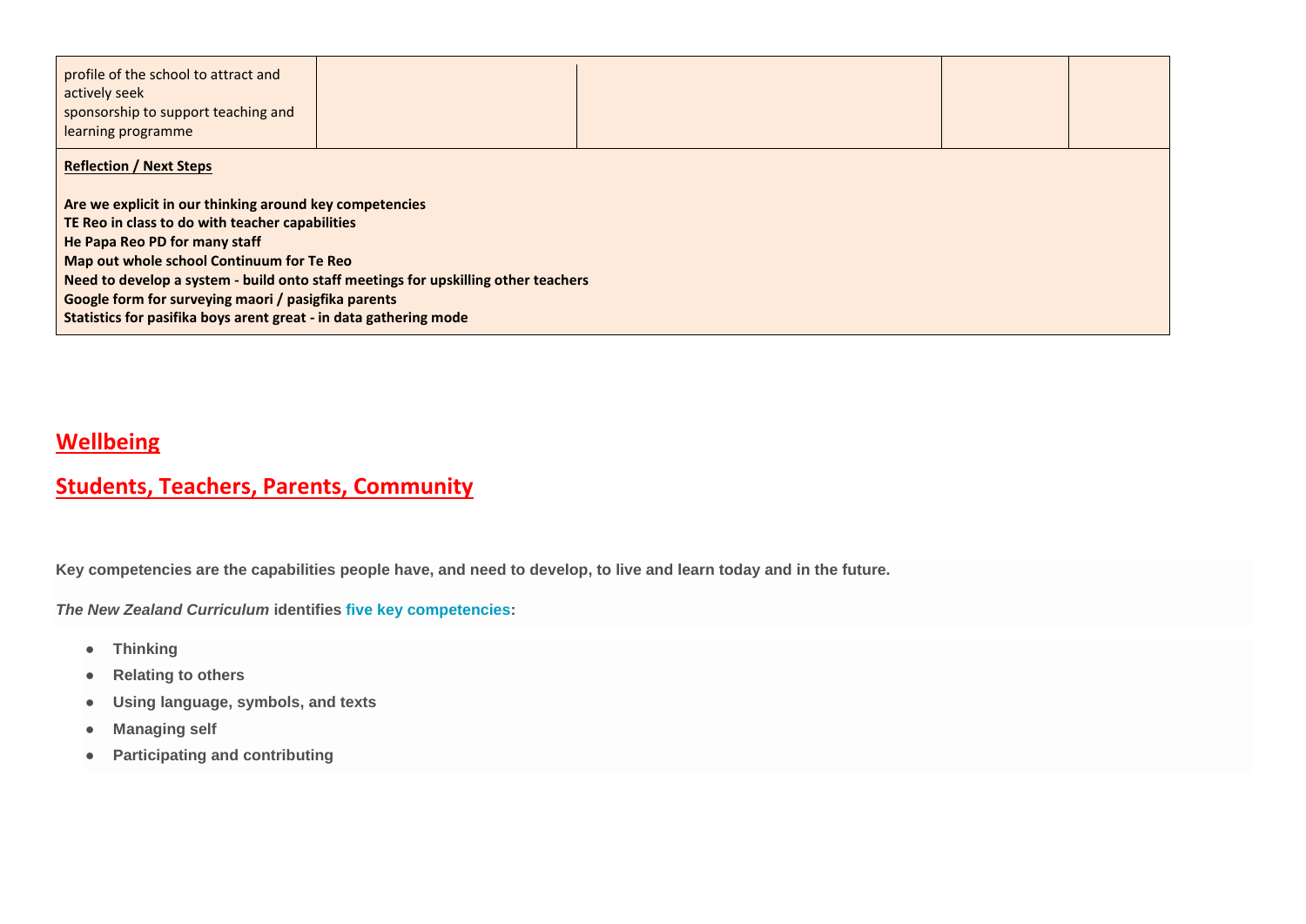| | | | | |
|---|---|---|---|---|
| profile of the school to attract and actively seek sponsorship to support teaching and learning programme | | | | |

**Reflection / Next Steps**

**Are we explicit in our thinking around key competencies**
**TE Reo in class to do with teacher capabilities**
**He Papa Reo PD for many staff**
**Map out whole school Continuum for Te Reo**
**Need to develop a system - build onto staff meetings for upskilling other teachers**
**Google form for surveying maori / pasigfika parents**
**Statistics for pasifika boys arent great - in data gathering mode**

## Wellbeing

## Students, Teachers, Parents, Community

**Key competencies are the capabilities people have, and need to develop, to live and learn today and in the future.**

***The New Zealand Curriculum* identifies five key competencies:**

- **Thinking**
- **Relating to others**
- **Using language, symbols, and texts**
- **Managing self**
- **Participating and contributing**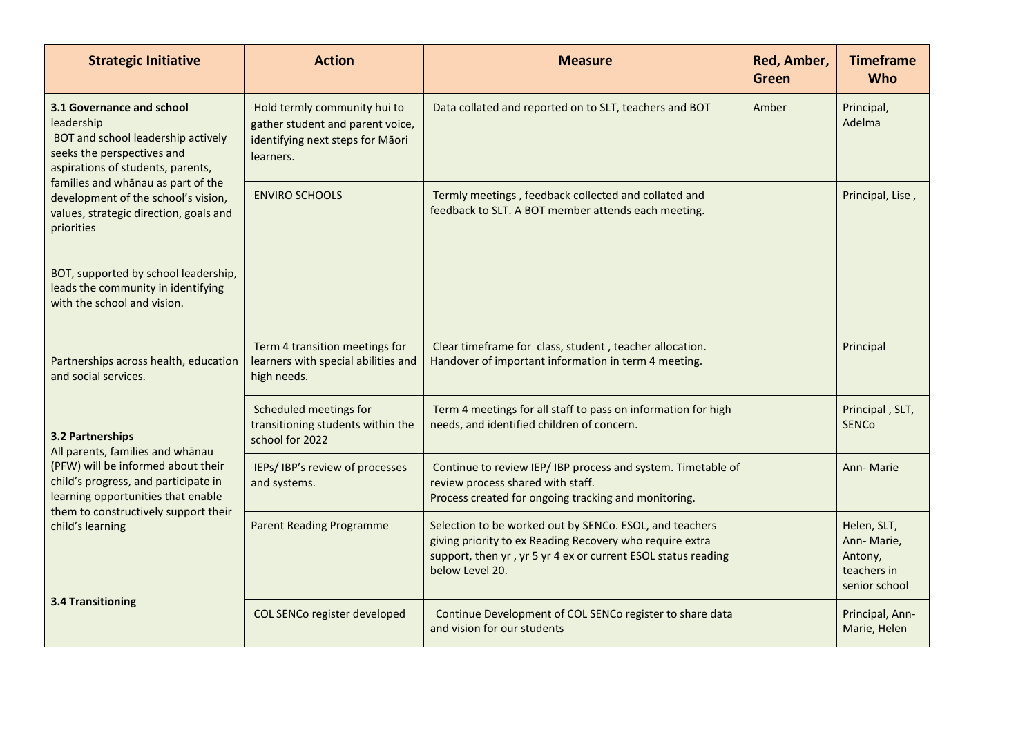| Strategic Initiative | Action | Measure | Red, Amber, Green | Timeframe Who |
|---|---|---|---|---|
| **3.1 Governance and school** leadership<br>BOT and school leadership actively seeks the perspectives and aspirations of students, parents, families and whānau as part of the development of the school's vision, values, strategic direction, goals and priorities<br><br>BOT, supported by school leadership, leads the community in identifying with the school and vision. | Hold termly community hui to gather student and parent voice, identifying next steps for Māori learners. | Data collated and reported on to SLT, teachers and BOT | Amber | Principal, Adelma |
| | ENVIRO SCHOOLS | Termly meetings , feedback collected and collated and feedback to SLT. A BOT member attends each meeting. | | Principal, Lise , |
| Partnerships across health, education and social services.<br><br>**3.2 Partnerships**<br>All parents, families and whānau (PFW) will be informed about their child's progress, and participate in learning opportunities that enable them to constructively support their child's learning<br><br>**3.4 Transitioning** | Term 4 transition meetings for learners with special abilities and high needs. | Clear timeframe for class, student , teacher allocation.<br>Handover of important information in term 4 meeting. | | Principal |
| | Scheduled meetings for transitioning students within the school for 2022 | Term 4 meetings for all staff to pass on information for high needs, and identified children of concern. | | Principal , SLT, SENCo |
| | IEPs/ IBP's review of processes and systems. | Continue to review IEP/ IBP process and system. Timetable of review process shared with staff.<br>Process created for ongoing tracking and monitoring. | | Ann- Marie |
| | Parent Reading Programme | Selection to be worked out by SENCo. ESOL, and teachers giving priority to ex Reading Recovery who require extra support, then yr , yr 5 yr 4 ex or current ESOL status reading below Level 20. | | Helen, SLT, Ann- Marie, Antony, teachers in senior school |
| | COL SENCo register developed | Continue Development of COL SENCo register to share data and vision for our students | | Principal, Ann-Marie, Helen |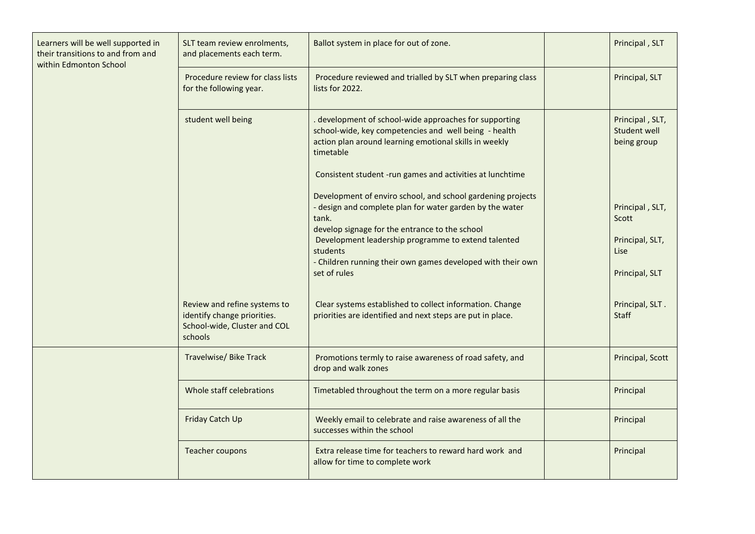| | | | | |
|---|---|---|---|---|
| Learners will be well supported in their transitions to and from and within Edmonton School | SLT team review enrolments, and placements each term. | Ballot system in place for out of zone. | | Principal , SLT |
| | Procedure review for class lists for the following year. | Procedure reviewed and trialled by SLT when preparing class lists for 2022. | | Principal, SLT |
| | student well being | . development of school-wide approaches for supporting school-wide, key competencies and well being - health action plan around learning emotional skills in weekly timetable<br><br>Consistent student -run games and activities at lunchtime<br><br>Development of enviro school, and school gardening projects - design and complete plan for water garden by the water tank.<br>develop signage for the entrance to the school<br>Development leadership programme to extend talented students<br>- Children running their own games developed with their own set of rules | | Principal , SLT, Student well being group<br><br>Principal , SLT, Scott<br><br>Principal, SLT, Lise<br><br>Principal, SLT |
| | Review and refine systems to identify change priorities. School-wide, Cluster and COL schools | Clear systems established to collect information. Change priorities are identified and next steps are put in place. | | Principal, SLT . Staff |
| | Travelwise/ Bike Track | Promotions termly to raise awareness of road safety, and drop and walk zones | | Principal, Scott |
| | Whole staff celebrations | Timetabled throughout the term on a more regular basis | | Principal |
| | Friday Catch Up | Weekly email to celebrate and raise awareness of all the successes within the school | | Principal |
| | Teacher coupons | Extra release time for teachers to reward hard work and allow for time to complete work | | Principal |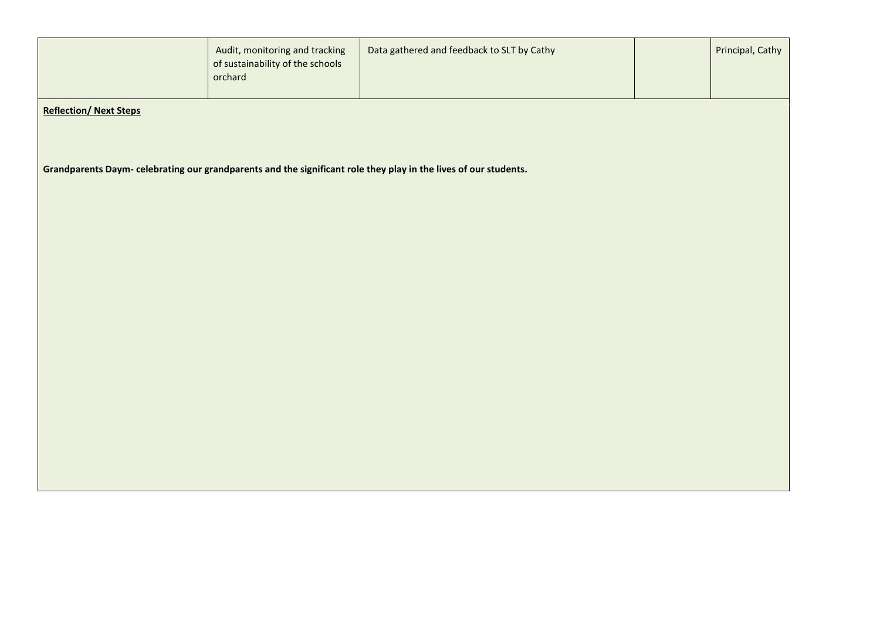| | | | | |
|---|---|---|---|---|
| | Audit, monitoring and tracking of sustainability of the schools orchard | Data gathered and feedback to SLT by Cathy | | Principal, Cathy |

**Reflection/ Next Steps**

**Grandparents Daym- celebrating our grandparents and the significant role they play in the lives of our students.**